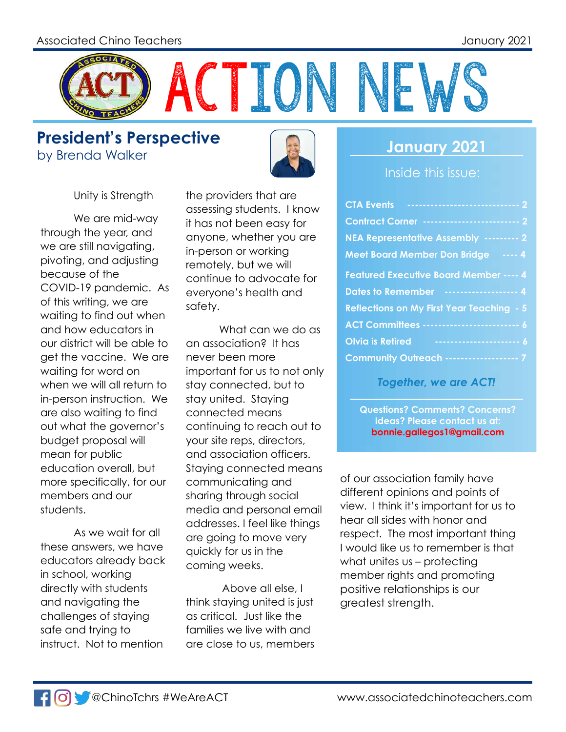Associated Chino Teachers January 2021

# ACTION NEWS

## President's Perspective
by Brenda Walker

Unity is Strength

We are mid-way through the year, and we are still navigating, pivoting, and adjusting because of the COVID-19 pandemic. As of this writing, we are waiting to find out when and how educators in our district will be able to get the vaccine. We are waiting for word on when we will all return to in-person instruction. We are also waiting to find out what the governor's budget proposal will mean for public education overall, but more specifically, for our members and our students.

As we wait for all these answers, we have educators already back in school, working directly with students and navigating the challenges of staying safe and trying to instruct. Not to mention the providers that are assessing students. I know it has not been easy for anyone, whether you are in-person or working remotely, but we will continue to advocate for everyone's health and safety.

What can we do as an association? It has never been more important for us to not only stay connected, but to stay united. Staying connected means continuing to reach out to your site reps, directors, and association officers. Staying connected means communicating and sharing through social media and personal email addresses. I feel like things are going to move very quickly for us in the coming weeks.

Above all else, I think staying united is just as critical. Just like the families we live with and are close to us, members of our association family have different opinions and points of view. I think it's important for us to hear all sides with honor and respect. The most important thing I would like us to remember is that what unites us – protecting member rights and promoting positive relationships is our greatest strength.

---

## January 2021

Inside this issue:

- CTA Events ---------- 2
- Contract Corner ---------- 2
- NEA Representative Assembly ---------- 2
- Meet Board Member Don Bridge ---- 4
- Featured Executive Board Member ---- 4
- Dates to Remember ---------- 4
- Reflections on My First Year Teaching - 5
- ACT Committees ---------- 6
- Olvia is Retired ---------- 6
- Community Outreach ---------- 7

*Together, we are ACT!*

**Questions? Comments? Concerns? Ideas? Please contact us at: bonnie.gallegos1@gmail.com**

@ChinoTchrs #WeAreACT www.associatedchinoteachers.com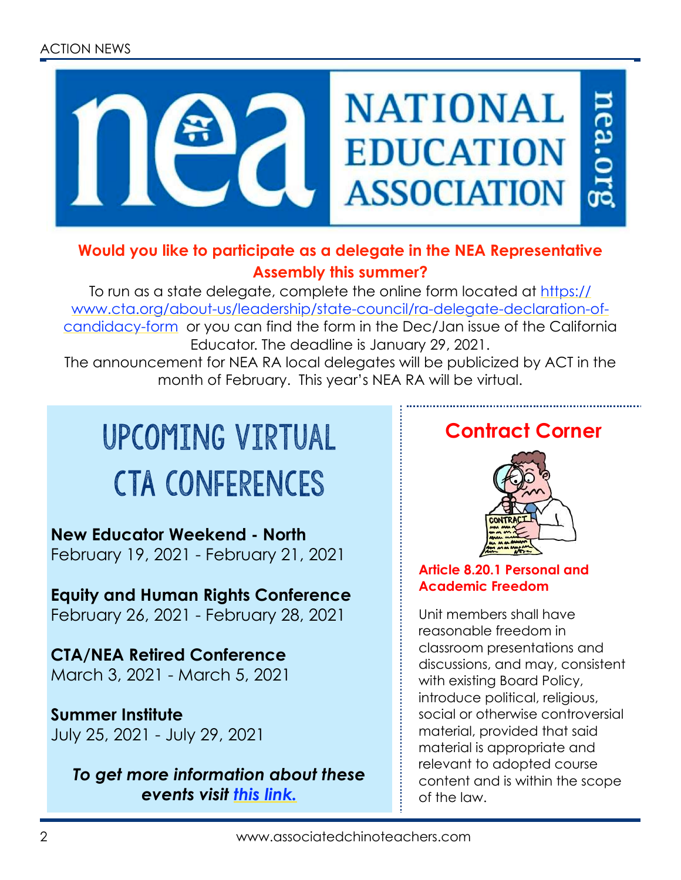**Would you like to participate as a delegate in the NEA Representative Assembly this summer?**

To run as a state delegate, complete the online form located at https://www.cta.org/about-us/leadership/state-council/ra-delegate-declaration-of-candidacy-form or you can find the form in the Dec/Jan issue of the California Educator. The deadline is January 29, 2021.

The announcement for NEA RA local delegates will be publicized by ACT in the month of February. This year's NEA RA will be virtual.

# UPCOMING VIRTUAL CTA CONFERENCES

**New Educator Weekend - North**
February 19, 2021 - February 21, 2021

**Equity and Human Rights Conference**
February 26, 2021 - February 28, 2021

**CTA/NEA Retired Conference**
March 3, 2021 - March 5, 2021

**Summer Institute**
July 25, 2021 - July 29, 2021

***To get more information about these events visit this link.***

## Contract Corner

**Article 8.20.1 Personal and Academic Freedom**

Unit members shall have reasonable freedom in classroom presentations and discussions, and may, consistent with existing Board Policy, introduce political, religious, social or otherwise controversial material, provided that said material is appropriate and relevant to adopted course content and is within the scope of the law.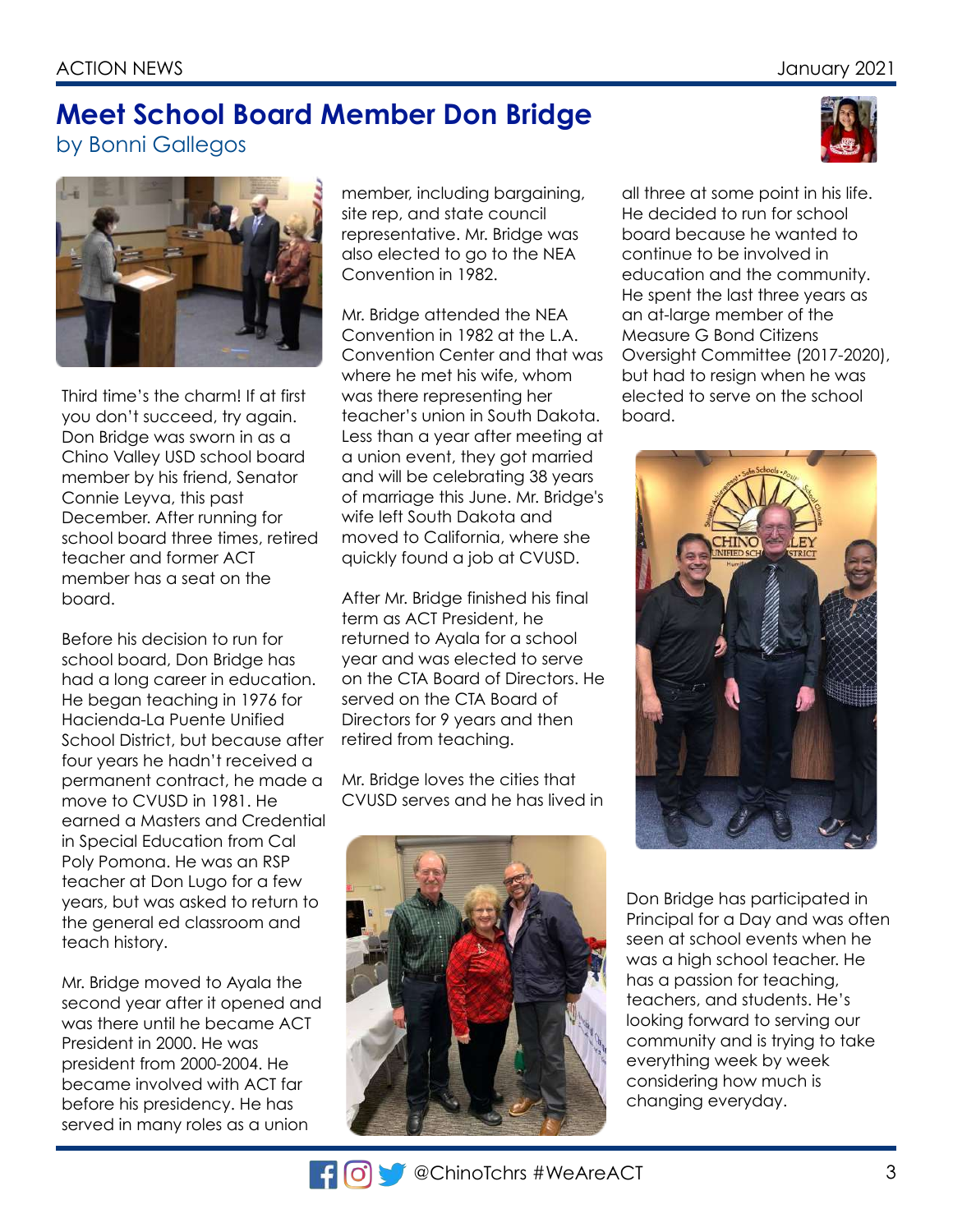# Meet School Board Member Don Bridge

by Bonni Gallegos

Third time's the charm! If at first you don't succeed, try again. Don Bridge was sworn in as a Chino Valley USD school board member by his friend, Senator Connie Leyva, this past December. After running for school board three times, retired teacher and former ACT member has a seat on the board.

Before his decision to run for school board, Don Bridge has had a long career in education. He began teaching in 1976 for Hacienda-La Puente Unified School District, but because after four years he hadn't received a permanent contract, he made a move to CVUSD in 1981. He earned a Masters and Credential in Special Education from Cal Poly Pomona. He was an RSP teacher at Don Lugo for a few years, but was asked to return to the general ed classroom and teach history.

Mr. Bridge moved to Ayala the second year after it opened and was there until he became ACT President in 2000. He was president from 2000-2004. He became involved with ACT far before his presidency. He has served in many roles as a union member, including bargaining, site rep, and state council representative. Mr. Bridge was also elected to go to the NEA Convention in 1982.

Mr. Bridge attended the NEA Convention in 1982 at the L.A. Convention Center and that was where he met his wife, whom was there representing her teacher's union in South Dakota. Less than a year after meeting at a union event, they got married and will be celebrating 38 years of marriage this June. Mr. Bridge's wife left South Dakota and moved to California, where she quickly found a job at CVUSD.

After Mr. Bridge finished his final term as ACT President, he returned to Ayala for a school year and was elected to serve on the CTA Board of Directors. He served on the CTA Board of Directors for 9 years and then retired from teaching.

Mr. Bridge loves the cities that CVUSD serves and he has lived in all three at some point in his life. He decided to run for school board because he wanted to continue to be involved in education and the community. He spent the last three years as an at-large member of the Measure G Bond Citizens Oversight Committee (2017-2020), but had to resign when he was elected to serve on the school board.

Don Bridge has participated in Principal for a Day and was often seen at school events when he was a high school teacher. He has a passion for teaching, teachers, and students. He's looking forward to serving our community and is trying to take everything week by week considering how much is changing everyday.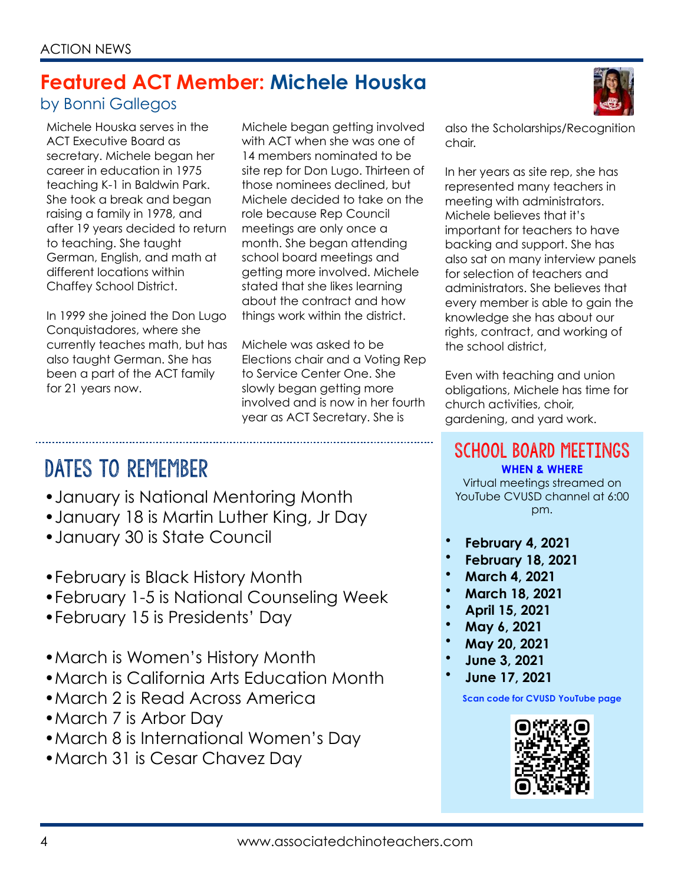# Featured ACT Member: Michele Houska

by Bonni Gallegos

Michele Houska serves in the ACT Executive Board as secretary. Michele began her career in education in 1975 teaching K-1 in Baldwin Park. She took a break and began raising a family in 1978, and after 19 years decided to return to teaching. She taught German, English, and math at different locations within Chaffey School District.

In 1999 she joined the Don Lugo Conquistadores, where she currently teaches math, but has also taught German. She has been a part of the ACT family for 21 years now.

Michele began getting involved with ACT when she was one of 14 members nominated to be site rep for Don Lugo. Thirteen of those nominees declined, but Michele decided to take on the role because Rep Council meetings are only once a month. She began attending school board meetings and getting more involved. Michele stated that she likes learning about the contract and how things work within the district.

Michele was asked to be Elections chair and a Voting Rep to Service Center One. She slowly began getting more involved and is now in her fourth year as ACT Secretary. She is also the Scholarships/Recognition chair.

In her years as site rep, she has represented many teachers in meeting with administrators. Michele believes that it's important for teachers to have backing and support. She has also sat on many interview panels for selection of teachers and administrators. She believes that every member is able to gain the knowledge she has about our rights, contract, and working of the school district,

Even with teaching and union obligations, Michele has time for church activities, choir, gardening, and yard work.

## Dates to Remember

- January is National Mentoring Month
- January 18 is Martin Luther King, Jr Day
- January 30 is State Council

- February is Black History Month
- February 1-5 is National Counseling Week
- February 15 is Presidents' Day

- March is Women's History Month
- March is California Arts Education Month
- March 2 is Read Across America
- March 7 is Arbor Day
- March 8 is International Women's Day
- March 31 is Cesar Chavez Day

## School Board Meetings

**WHEN & WHERE**

Virtual meetings streamed on YouTube CVUSD channel at 6:00 pm.

- **February 4, 2021**
- **February 18, 2021**
- **March 4, 2021**
- **March 18, 2021**
- **April 15, 2021**
- **May 6, 2021**
- **May 20, 2021**
- **June 3, 2021**
- **June 17, 2021**

**Scan code for CVUSD YouTube page**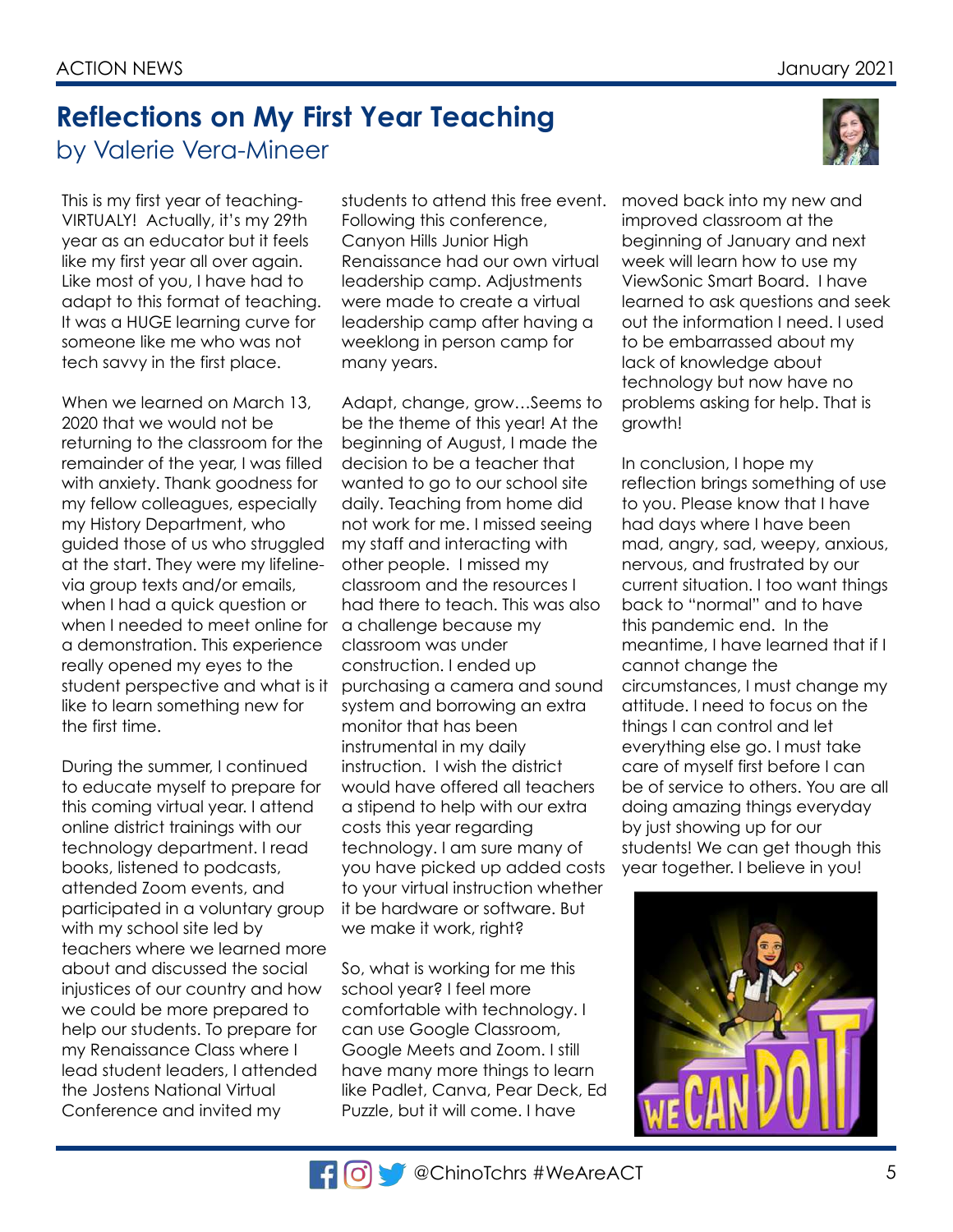# Reflections on My First Year Teaching

by Valerie Vera-Mineer

This is my first year of teaching-VIRTUALY! Actually, it's my 29th year as an educator but it feels like my first year all over again. Like most of you, I have had to adapt to this format of teaching. It was a HUGE learning curve for someone like me who was not tech savvy in the first place.

When we learned on March 13, 2020 that we would not be returning to the classroom for the remainder of the year, I was filled with anxiety. Thank goodness for my fellow colleagues, especially my History Department, who guided those of us who struggled at the start. They were my lifeline-via group texts and/or emails, when I had a quick question or when I needed to meet online for a demonstration. This experience really opened my eyes to the student perspective and what is it like to learn something new for the first time.

During the summer, I continued to educate myself to prepare for this coming virtual year. I attend online district trainings with our technology department. I read books, listened to podcasts, attended Zoom events, and participated in a voluntary group with my school site led by teachers where we learned more about and discussed the social injustices of our country and how we could be more prepared to help our students. To prepare for my Renaissance Class where I lead student leaders, I attended the Jostens National Virtual Conference and invited my students to attend this free event. Following this conference, Canyon Hills Junior High Renaissance had our own virtual leadership camp. Adjustments were made to create a virtual leadership camp after having a weeklong in person camp for many years.

Adapt, change, grow…Seems to be the theme of this year! At the beginning of August, I made the decision to be a teacher that wanted to go to our school site daily. Teaching from home did not work for me. I missed seeing my staff and interacting with other people. I missed my classroom and the resources I had there to teach. This was also a challenge because my classroom was under construction. I ended up purchasing a camera and sound system and borrowing an extra monitor that has been instrumental in my daily instruction. I wish the district would have offered all teachers a stipend to help with our extra costs this year regarding technology. I am sure many of you have picked up added costs to your virtual instruction whether it be hardware or software. But we make it work, right?

So, what is working for me this school year? I feel more comfortable with technology. I can use Google Classroom, Google Meets and Zoom. I still have many more things to learn like Padlet, Canva, Pear Deck, Ed Puzzle, but it will come. I have moved back into my new and improved classroom at the beginning of January and next week will learn how to use my ViewSonic Smart Board. I have learned to ask questions and seek out the information I need. I used to be embarrassed about my lack of knowledge about technology but now have no problems asking for help. That is growth!

In conclusion, I hope my reflection brings something of use to you. Please know that I have had days where I have been mad, angry, sad, weepy, anxious, nervous, and frustrated by our current situation. I too want things back to "normal" and to have this pandemic end. In the meantime, I have learned that if I cannot change the circumstances, I must change my attitude. I need to focus on the things I can control and let everything else go. I must take care of myself first before I can be of service to others. You are all doing amazing things everyday by just showing up for our students! We can get though this year together. I believe in you!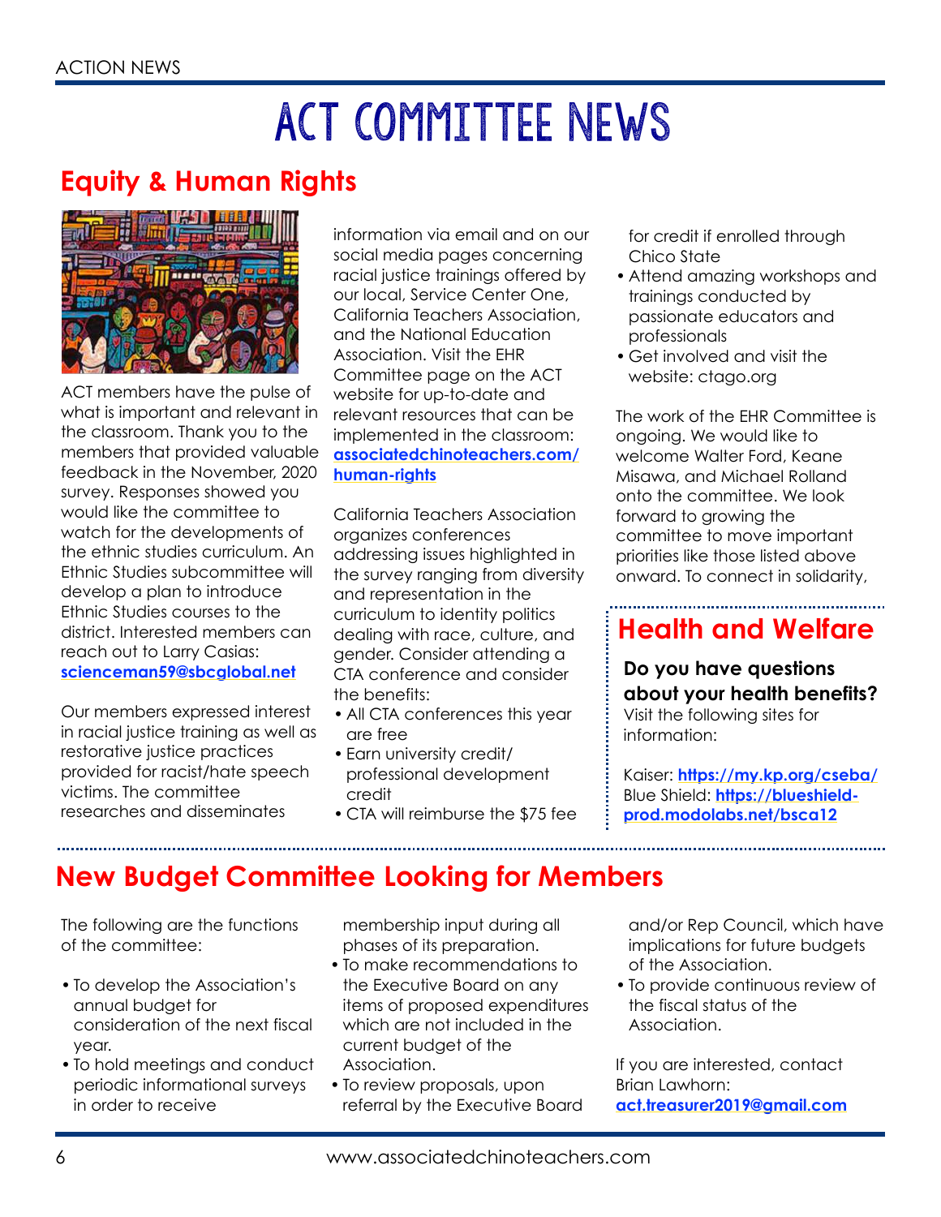# ACT COMMITTEE NEWS

## Equity & Human Rights

ACT members have the pulse of what is important and relevant in the classroom. Thank you to the members that provided valuable feedback in the November, 2020 survey. Responses showed you would like the committee to watch for the developments of the ethnic studies curriculum. An Ethnic Studies subcommittee will develop a plan to introduce Ethnic Studies courses to the district. Interested members can reach out to Larry Casias: **sciencemanan59@sbcglobal.net**

Our members expressed interest in racial justice training as well as restorative justice practices provided for racist/hate speech victims. The committee researches and disseminates information via email and on our social media pages concerning racial justice trainings offered by our local, Service Center One, California Teachers Association, and the National Education Association. Visit the EHR Committee page on the ACT website for up-to-date and relevant resources that can be implemented in the classroom: **associatedchinoteachers.com/human-rights**

California Teachers Association organizes conferences addressing issues highlighted in the survey ranging from diversity and representation in the curriculum to identity politics dealing with race, culture, and gender. Consider attending a CTA conference and consider the benefits:

- All CTA conferences this year are free
- Earn university credit/ professional development credit
- CTA will reimburse the $75 fee for credit if enrolled through Chico State
- Attend amazing workshops and trainings conducted by passionate educators and professionals
- Get involved and visit the website: ctago.org

The work of the EHR Committee is ongoing. We would like to welcome Walter Ford, Keane Misawa, and Michael Rolland onto the committee. We look forward to growing the committee to move important priorities like those listed above onward. To connect in solidarity,

## Health and Welfare

**Do you have questions about your health benefits?**
Visit the following sites for information:

Kaiser: **https://my.kp.org/cseba/**
Blue Shield: **https://blueshield-prod.modolabs.net/bsca12**

## New Budget Committee Looking for Members

The following are the functions of the committee:

- To develop the Association's annual budget for consideration of the next fiscal year.
- To hold meetings and conduct periodic informational surveys in order to receive membership input during all phases of its preparation.
- To make recommendations to the Executive Board on any items of proposed expenditures which are not included in the current budget of the Association.
- To review proposals, upon referral by the Executive Board and/or Rep Council, which have implications for future budgets of the Association.
- To provide continuous review of the fiscal status of the Association.

If you are interested, contact Brian Lawhorn: **act.treasurer2019@gmail.com**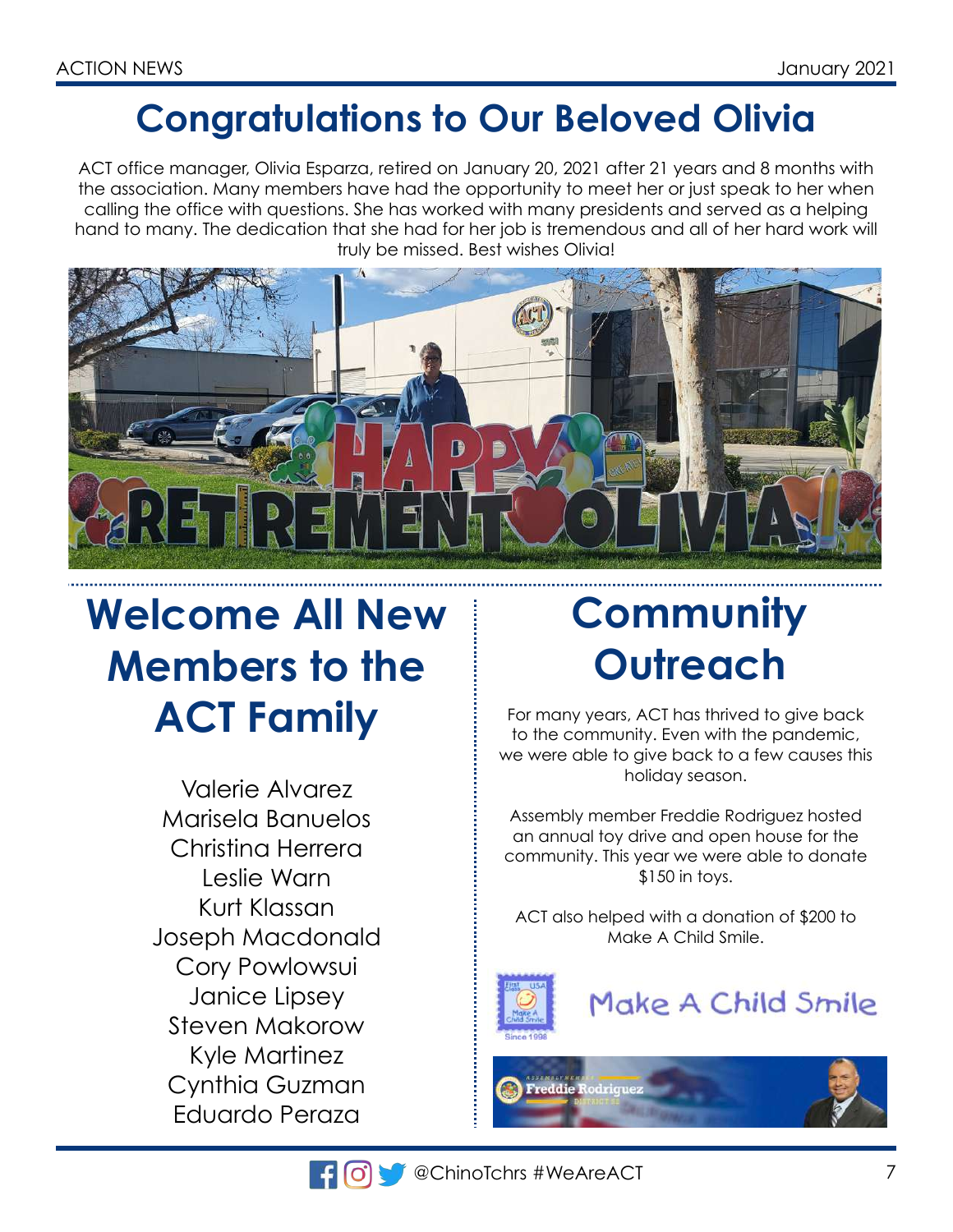# Congratulations to Our Beloved Olivia

ACT office manager, Olivia Esparza, retired on January 20, 2021 after 21 years and 8 months with the association. Many members have had the opportunity to meet her or just speak to her when calling the office with questions. She has worked with many presidents and served as a helping hand to many. The dedication that she had for her job is tremendous and all of her hard work will truly be missed. Best wishes Olivia!

# Welcome All New Members to the ACT Family

Valerie Alvarez
Marisela Banuelos
Christina Herrera
Leslie Warn
Kurt Klassan
Joseph Macdonald
Cory Powlowsui
Janice Lipsey
Steven Makorow
Kyle Martinez
Cynthia Guzman
Eduardo Peraza

# Community Outreach

For many years, ACT has thrived to give back to the community. Even with the pandemic, we were able to give back to a few causes this holiday season.

Assembly member Freddie Rodriguez hosted an annual toy drive and open house for the community. This year we were able to donate $150 in toys.

ACT also helped with a donation of $200 to Make A Child Smile.

Make A Child Smile

@ChinoTchrs #WeAreACT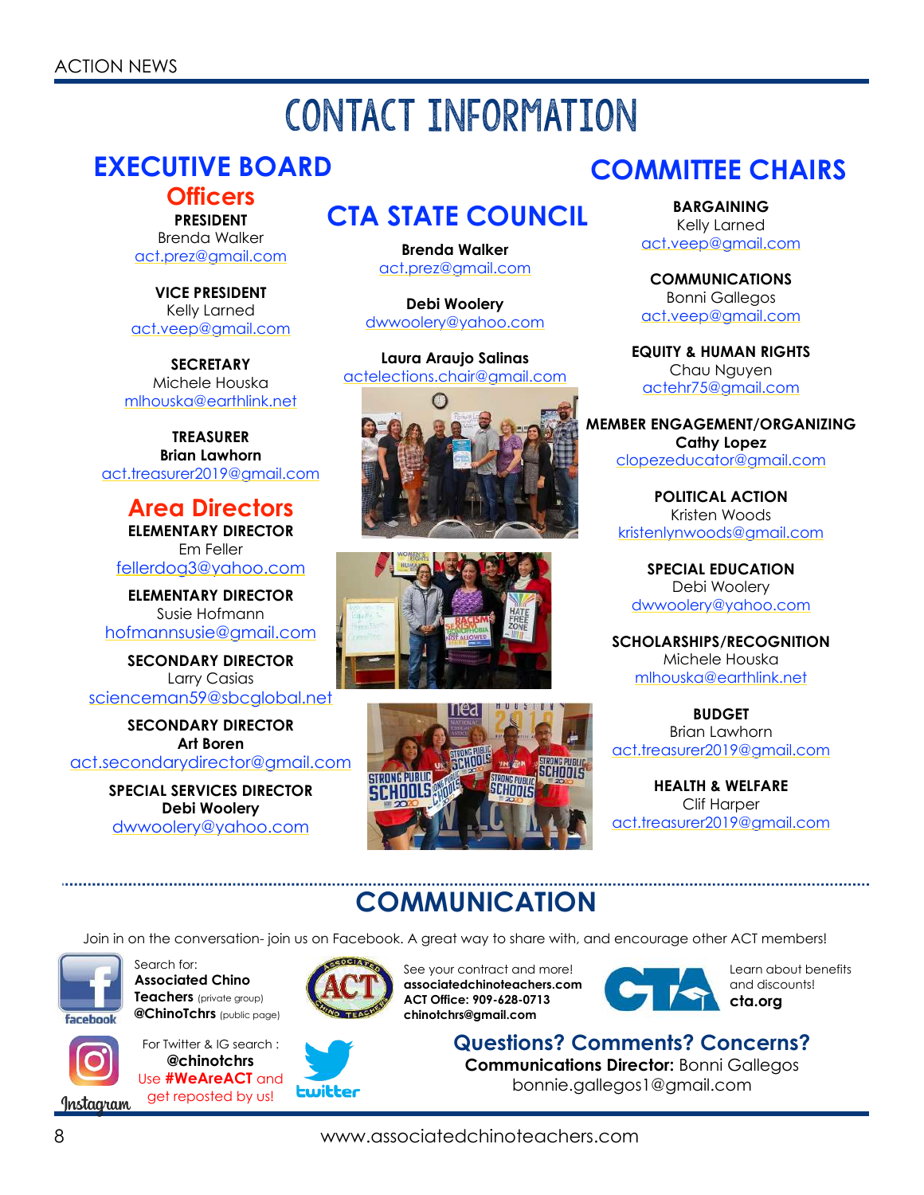# CONTACT INFORMATION

## EXECUTIVE BOARD

### Officers

**PRESIDENT**
Brenda Walker
act.prez@gmail.com

**VICE PRESIDENT**
Kelly Larned
act.veep@gmail.com

**SECRETARY**
Michele Houska
mlhouska@earthlink.net

**TREASURER**
**Brian Lawhorn**
act.treasurer2019@gmail.com

### Area Directors

**ELEMENTARY DIRECTOR**
Em Feller
fellerdog3@yahoo.com

**ELEMENTARY DIRECTOR**
Susie Hofmann
hofmannsusie@gmail.com

**SECONDARY DIRECTOR**
Larry Casias
scienceman59@sbcglobal.net

**SECONDARY DIRECTOR**
**Art Boren**
act.secondarydirector@gmail.com

**SPECIAL SERVICES DIRECTOR**
**Debi Woolery**
dwwoolery@yahoo.com

## CTA STATE COUNCIL

**Brenda Walker**
act.prez@gmail.com

**Debi Woolery**
dwwoolery@yahoo.com

**Laura Araujo Salinas**
actelections.chair@gmail.com

## COMMITTEE CHAIRS

**BARGAINING**
Kelly Larned
act.veep@gmail.com

**COMMUNICATIONS**
Bonni Gallegos
act.veep@gmail.com

**EQUITY & HUMAN RIGHTS**
Chau Nguyen
actehr75@gmail.com

**MEMBER ENGAGEMENT/ORGANIZING**
**Cathy Lopez**
clopezeducator@gmail.com

**POLITICAL ACTION**
Kristen Woods
kristenlynwoods@gmail.com

**SPECIAL EDUCATION**
Debi Woolery
dwwoolery@yahoo.com

**SCHOLARSHIPS/RECOGNITION**
Michele Houska
mlhouska@earthlink.net

**BUDGET**
Brian Lawhorn
act.treasurer2019@gmail.com

**HEALTH & WELFARE**
Clif Harper
act.treasurer2019@gmail.com

## COMMUNICATION

Join in on the conversation- join us on Facebook. A great way to share with, and encourage other ACT members!

Search for:
**Associated Chino Teachers** (private group)
**@ChinoTchrs** (public page)

See your contract and more!
**associatedchinoteachers.com**
**ACT Office: 909-628-0713**
**chinotchrs@gmail.com**

Learn about benefits and discounts!
**cta.org**

For Twitter & IG search :
**@chinotchrs**
Use **#WeAreACT** and get reposted by us!

### Questions? Comments? Concerns?

**Communications Director:** Bonni Gallegos
bonnie.gallegos1@gmail.com

www.associatedchinoteachers.com